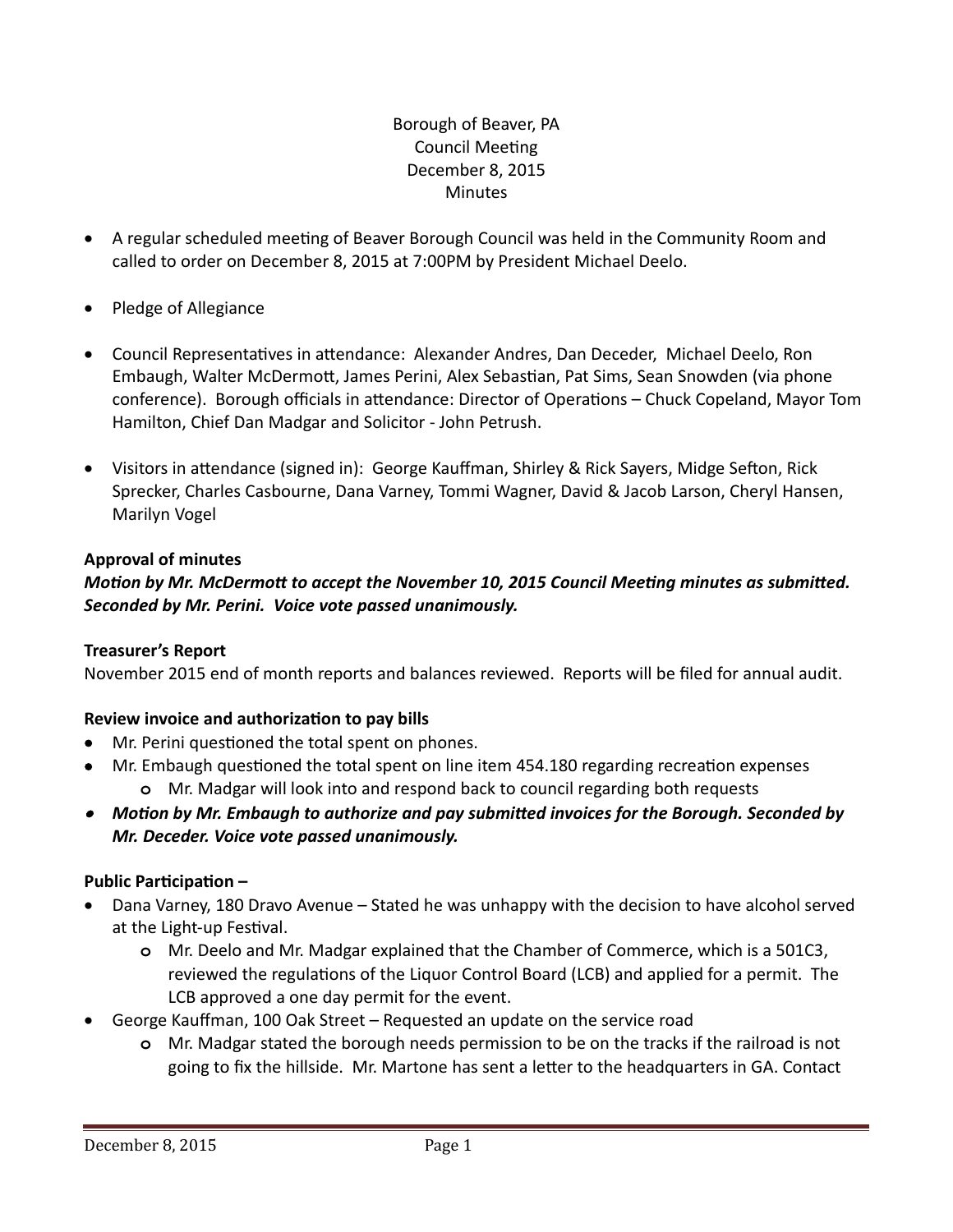Borough of Beaver, PA
Council Meeting
December 8, 2015
Minutes

- A regular scheduled meeting of Beaver Borough Council was held in the Community Room and called to order on December 8, 2015 at 7:00PM by President Michael Deelo.

- Pledge of Allegiance

- Council Representatives in attendance: Alexander Andres, Dan Deceder, Michael Deelo, Ron Embaugh, Walter McDermott, James Perini, Alex Sebastian, Pat Sims, Sean Snowden (via phone conference). Borough officials in attendance: Director of Operations – Chuck Copeland, Mayor Tom Hamilton, Chief Dan Madgar and Solicitor - John Petrush.

- Visitors in attendance (signed in): George Kauffman, Shirley & Rick Sayers, Midge Sefton, Rick Sprecker, Charles Casbourne, Dana Varney, Tommi Wagner, David & Jacob Larson, Cheryl Hansen, Marilyn Vogel

**Approval of minutes**

***Motion by Mr. McDermott to accept the November 10, 2015 Council Meeting minutes as submitted. Seconded by Mr. Perini. Voice vote passed unanimously.***

**Treasurer's Report**

November 2015 end of month reports and balances reviewed. Reports will be filed for annual audit.

**Review invoice and authorization to pay bills**

- Mr. Perini questioned the total spent on phones.
- Mr. Embaugh questioned the total spent on line item 454.180 regarding recreation expenses
  - Mr. Madgar will look into and respond back to council regarding both requests
- ***Motion by Mr. Embaugh to authorize and pay submitted invoices for the Borough. Seconded by Mr. Deceder. Voice vote passed unanimously.***

**Public Participation –**

- Dana Varney, 180 Dravo Avenue – Stated he was unhappy with the decision to have alcohol served at the Light-up Festival.
  - Mr. Deelo and Mr. Madgar explained that the Chamber of Commerce, which is a 501C3, reviewed the regulations of the Liquor Control Board (LCB) and applied for a permit. The LCB approved a one day permit for the event.
- George Kauffman, 100 Oak Street – Requested an update on the service road
  - Mr. Madgar stated the borough needs permission to be on the tracks if the railroad is not going to fix the hillside. Mr. Martone has sent a letter to the headquarters in GA. Contact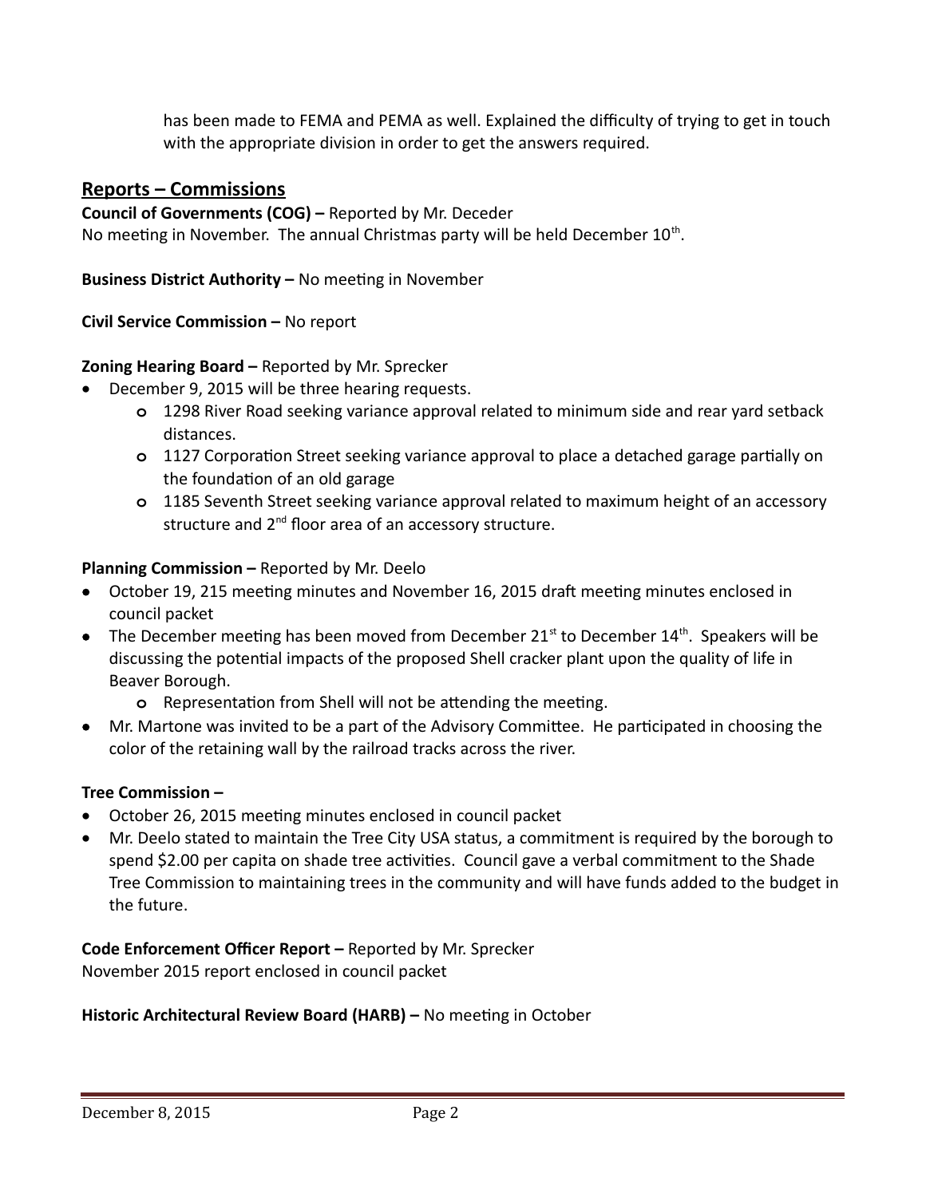has been made to FEMA and PEMA as well. Explained the difficulty of trying to get in touch with the appropriate division in order to get the answers required.

## Reports – Commissions

**Council of Governments (COG) –** Reported by Mr. Deceder
No meeting in November. The annual Christmas party will be held December 10th.

**Business District Authority –** No meeting in November

**Civil Service Commission –** No report

**Zoning Hearing Board –** Reported by Mr. Sprecker

- December 9, 2015 will be three hearing requests.
    - 1298 River Road seeking variance approval related to minimum side and rear yard setback distances.
    - 1127 Corporation Street seeking variance approval to place a detached garage partially on the foundation of an old garage
    - 1185 Seventh Street seeking variance approval related to maximum height of an accessory structure and 2nd floor area of an accessory structure.

**Planning Commission –** Reported by Mr. Deelo

- October 19, 215 meeting minutes and November 16, 2015 draft meeting minutes enclosed in council packet
- The December meeting has been moved from December 21st to December 14th. Speakers will be discussing the potential impacts of the proposed Shell cracker plant upon the quality of life in Beaver Borough.
    - Representation from Shell will not be attending the meeting.
- Mr. Martone was invited to be a part of the Advisory Committee. He participated in choosing the color of the retaining wall by the railroad tracks across the river.

**Tree Commission –**

- October 26, 2015 meeting minutes enclosed in council packet
- Mr. Deelo stated to maintain the Tree City USA status, a commitment is required by the borough to spend $2.00 per capita on shade tree activities. Council gave a verbal commitment to the Shade Tree Commission to maintaining trees in the community and will have funds added to the budget in the future.

**Code Enforcement Officer Report –** Reported by Mr. Sprecker
November 2015 report enclosed in council packet

**Historic Architectural Review Board (HARB) –** No meeting in October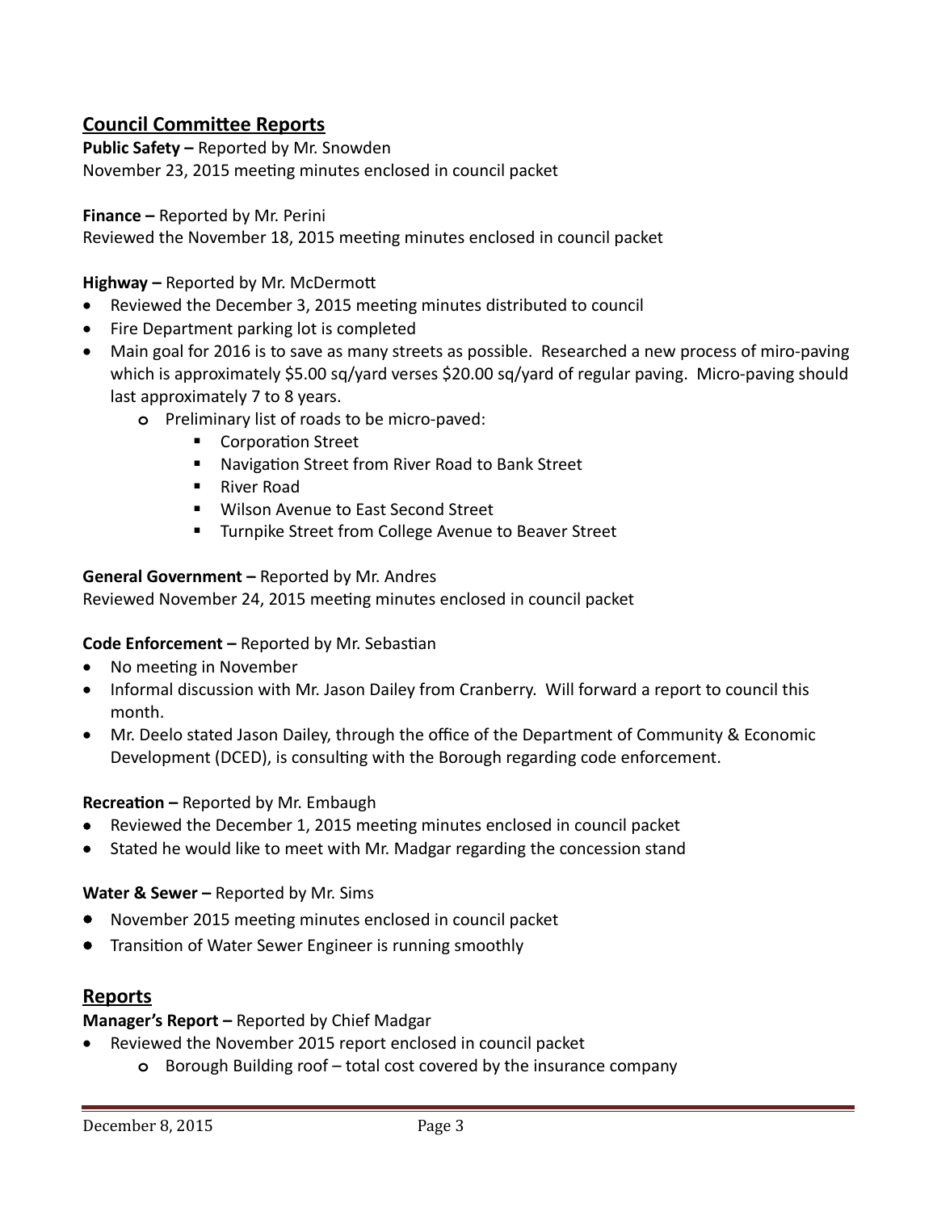## Council Committee Reports

**Public Safety –** Reported by Mr. Snowden
November 23, 2015 meeting minutes enclosed in council packet

**Finance –** Reported by Mr. Perini
Reviewed the November 18, 2015 meeting minutes enclosed in council packet

**Highway –** Reported by Mr. McDermott

- Reviewed the December 3, 2015 meeting minutes distributed to council
- Fire Department parking lot is completed
- Main goal for 2016 is to save as many streets as possible. Researched a new process of miro-paving which is approximately $5.00 sq/yard verses $20.00 sq/yard of regular paving. Micro-paving should last approximately 7 to 8 years.
  - Preliminary list of roads to be micro-paved:
    - Corporation Street
    - Navigation Street from River Road to Bank Street
    - River Road
    - Wilson Avenue to East Second Street
    - Turnpike Street from College Avenue to Beaver Street

**General Government –** Reported by Mr. Andres
Reviewed November 24, 2015 meeting minutes enclosed in council packet

**Code Enforcement –** Reported by Mr. Sebastian

- No meeting in November
- Informal discussion with Mr. Jason Dailey from Cranberry. Will forward a report to council this month.
- Mr. Deelo stated Jason Dailey, through the office of the Department of Community & Economic Development (DCED), is consulting with the Borough regarding code enforcement.

**Recreation –** Reported by Mr. Embaugh

- Reviewed the December 1, 2015 meeting minutes enclosed in council packet
- Stated he would like to meet with Mr. Madgar regarding the concession stand

**Water & Sewer –** Reported by Mr. Sims

- November 2015 meeting minutes enclosed in council packet
- Transition of Water Sewer Engineer is running smoothly

## Reports

**Manager's Report –** Reported by Chief Madgar

- Reviewed the November 2015 report enclosed in council packet
  - Borough Building roof – total cost covered by the insurance company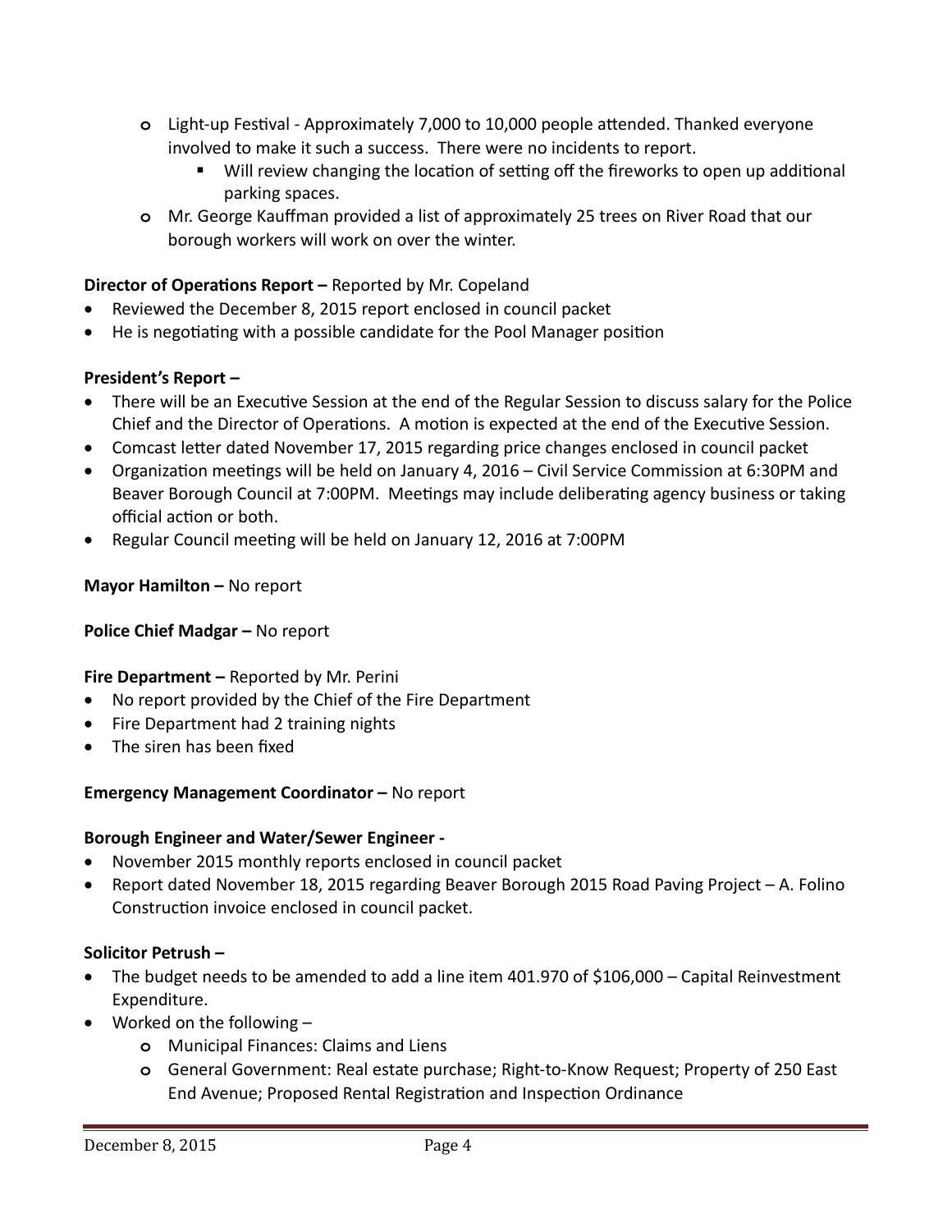- Light-up Festival - Approximately 7,000 to 10,000 people attended. Thanked everyone involved to make it such a success. There were no incidents to report.
    - Will review changing the location of setting off the fireworks to open up additional parking spaces.
- Mr. George Kauffman provided a list of approximately 25 trees on River Road that our borough workers will work on over the winter.

**Director of Operations Report –** Reported by Mr. Copeland

- Reviewed the December 8, 2015 report enclosed in council packet
- He is negotiating with a possible candidate for the Pool Manager position

**President's Report –**

- There will be an Executive Session at the end of the Regular Session to discuss salary for the Police Chief and the Director of Operations. A motion is expected at the end of the Executive Session.
- Comcast letter dated November 17, 2015 regarding price changes enclosed in council packet
- Organization meetings will be held on January 4, 2016 – Civil Service Commission at 6:30PM and Beaver Borough Council at 7:00PM. Meetings may include deliberating agency business or taking official action or both.
- Regular Council meeting will be held on January 12, 2016 at 7:00PM

**Mayor Hamilton –** No report

**Police Chief Madgar –** No report

**Fire Department –** Reported by Mr. Perini

- No report provided by the Chief of the Fire Department
- Fire Department had 2 training nights
- The siren has been fixed

**Emergency Management Coordinator –** No report

**Borough Engineer and Water/Sewer Engineer -**

- November 2015 monthly reports enclosed in council packet
- Report dated November 18, 2015 regarding Beaver Borough 2015 Road Paving Project – A. Folino Construction invoice enclosed in council packet.

**Solicitor Petrush –**

- The budget needs to be amended to add a line item 401.970 of $106,000 – Capital Reinvestment Expenditure.
- Worked on the following –
    - Municipal Finances: Claims and Liens
    - General Government: Real estate purchase; Right-to-Know Request; Property of 250 East End Avenue; Proposed Rental Registration and Inspection Ordinance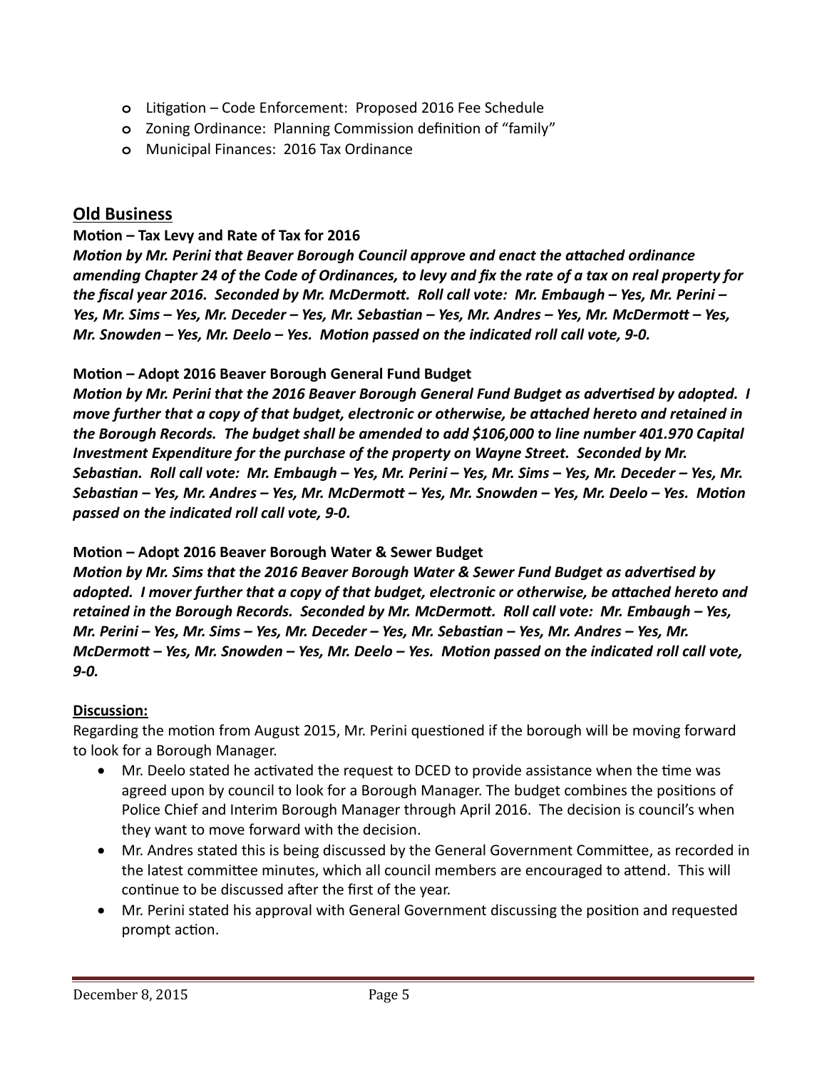- Litigation – Code Enforcement: Proposed 2016 Fee Schedule
- Zoning Ordinance: Planning Commission definition of "family"
- Municipal Finances: 2016 Tax Ordinance

## Old Business

**Motion – Tax Levy and Rate of Tax for 2016**

***Motion by Mr. Perini that Beaver Borough Council approve and enact the attached ordinance amending Chapter 24 of the Code of Ordinances, to levy and fix the rate of a tax on real property for the fiscal year 2016. Seconded by Mr. McDermott. Roll call vote: Mr. Embaugh – Yes, Mr. Perini – Yes, Mr. Sims – Yes, Mr. Deceder – Yes, Mr. Sebastian – Yes, Mr. Andres – Yes, Mr. McDermott – Yes, Mr. Snowden – Yes, Mr. Deelo – Yes. Motion passed on the indicated roll call vote, 9-0.***

**Motion – Adopt 2016 Beaver Borough General Fund Budget**

***Motion by Mr. Perini that the 2016 Beaver Borough General Fund Budget as advertised by adopted. I move further that a copy of that budget, electronic or otherwise, be attached hereto and retained in the Borough Records. The budget shall be amended to add $106,000 to line number 401.970 Capital Investment Expenditure for the purchase of the property on Wayne Street. Seconded by Mr. Sebastian. Roll call vote: Mr. Embaugh – Yes, Mr. Perini – Yes, Mr. Sims – Yes, Mr. Deceder – Yes, Mr. Sebastian – Yes, Mr. Andres – Yes, Mr. McDermott – Yes, Mr. Snowden – Yes, Mr. Deelo – Yes. Motion passed on the indicated roll call vote, 9-0.***

**Motion – Adopt 2016 Beaver Borough Water & Sewer Budget**

***Motion by Mr. Sims that the 2016 Beaver Borough Water & Sewer Fund Budget as advertised by adopted. I mover further that a copy of that budget, electronic or otherwise, be attached hereto and retained in the Borough Records. Seconded by Mr. McDermott. Roll call vote: Mr. Embaugh – Yes, Mr. Perini – Yes, Mr. Sims – Yes, Mr. Deceder – Yes, Mr. Sebastian – Yes, Mr. Andres – Yes, Mr. McDermott – Yes, Mr. Snowden – Yes, Mr. Deelo – Yes. Motion passed on the indicated roll call vote, 9-0.***

**Discussion:**

Regarding the motion from August 2015, Mr. Perini questioned if the borough will be moving forward to look for a Borough Manager.

- Mr. Deelo stated he activated the request to DCED to provide assistance when the time was agreed upon by council to look for a Borough Manager. The budget combines the positions of Police Chief and Interim Borough Manager through April 2016. The decision is council's when they want to move forward with the decision.
- Mr. Andres stated this is being discussed by the General Government Committee, as recorded in the latest committee minutes, which all council members are encouraged to attend. This will continue to be discussed after the first of the year.
- Mr. Perini stated his approval with General Government discussing the position and requested prompt action.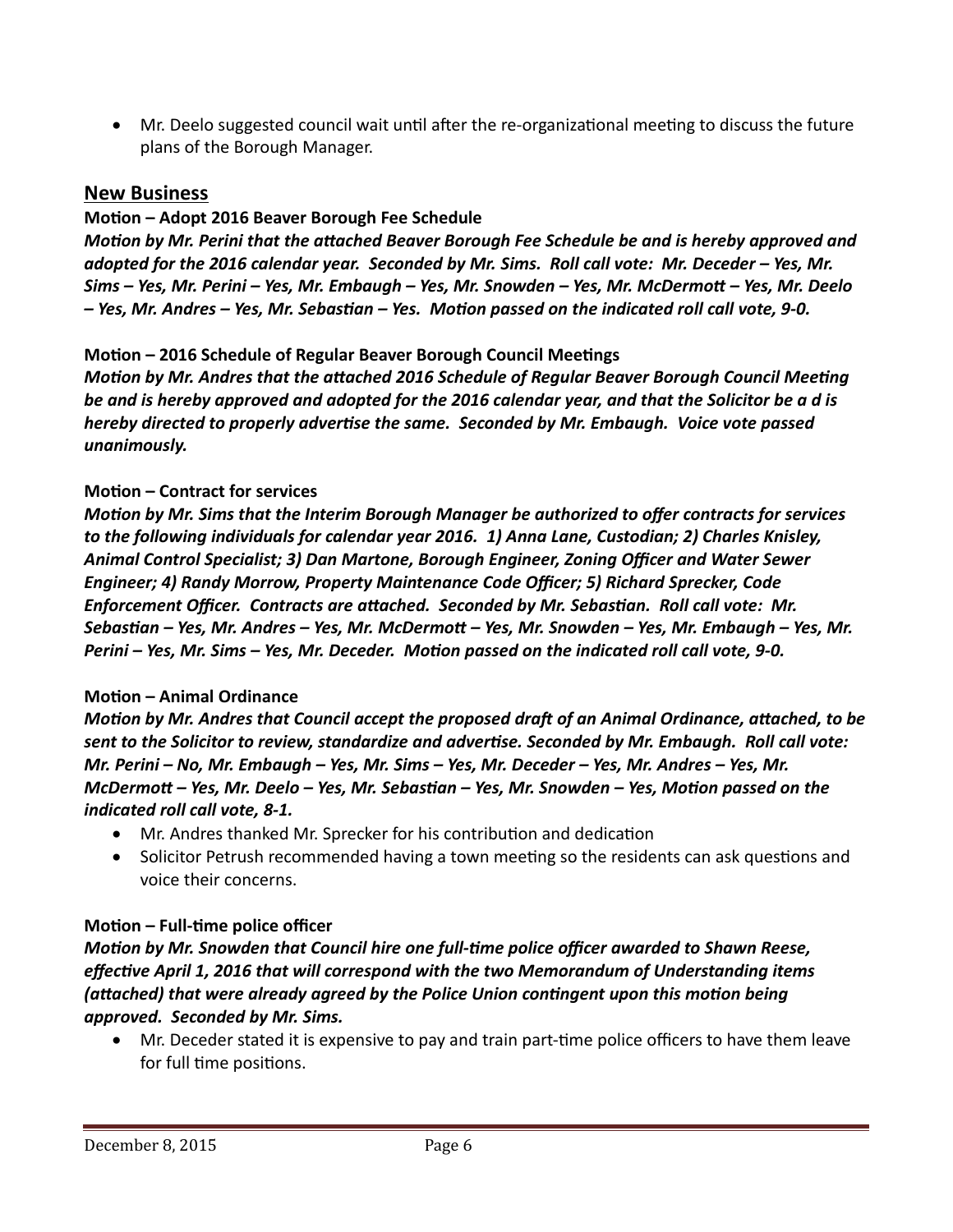- Mr. Deelo suggested council wait until after the re-organizational meeting to discuss the future plans of the Borough Manager.

## New Business

**Motion – Adopt 2016 Beaver Borough Fee Schedule**

***Motion by Mr. Perini that the attached Beaver Borough Fee Schedule be and is hereby approved and adopted for the 2016 calendar year. Seconded by Mr. Sims. Roll call vote: Mr. Deceder – Yes, Mr. Sims – Yes, Mr. Perini – Yes, Mr. Embaugh – Yes, Mr. Snowden – Yes, Mr. McDermott – Yes, Mr. Deelo – Yes, Mr. Andres – Yes, Mr. Sebastian – Yes. Motion passed on the indicated roll call vote, 9-0.***

**Motion – 2016 Schedule of Regular Beaver Borough Council Meetings**

***Motion by Mr. Andres that the attached 2016 Schedule of Regular Beaver Borough Council Meeting be and is hereby approved and adopted for the 2016 calendar year, and that the Solicitor be a d is hereby directed to properly advertise the same. Seconded by Mr. Embaugh. Voice vote passed unanimously.***

**Motion – Contract for services**

***Motion by Mr. Sims that the Interim Borough Manager be authorized to offer contracts for services to the following individuals for calendar year 2016. 1) Anna Lane, Custodian; 2) Charles Knisley, Animal Control Specialist; 3) Dan Martone, Borough Engineer, Zoning Officer and Water Sewer Engineer; 4) Randy Morrow, Property Maintenance Code Officer; 5) Richard Sprecker, Code Enforcement Officer. Contracts are attached. Seconded by Mr. Sebastian. Roll call vote: Mr. Sebastian – Yes, Mr. Andres – Yes, Mr. McDermott – Yes, Mr. Snowden – Yes, Mr. Embaugh – Yes, Mr. Perini – Yes, Mr. Sims – Yes, Mr. Deceder. Motion passed on the indicated roll call vote, 9-0.***

**Motion – Animal Ordinance**

***Motion by Mr. Andres that Council accept the proposed draft of an Animal Ordinance, attached, to be sent to the Solicitor to review, standardize and advertise. Seconded by Mr. Embaugh. Roll call vote: Mr. Perini – No, Mr. Embaugh – Yes, Mr. Sims – Yes, Mr. Deceder – Yes, Mr. Andres – Yes, Mr. McDermott – Yes, Mr. Deelo – Yes, Mr. Sebastian – Yes, Mr. Snowden – Yes, Motion passed on the indicated roll call vote, 8-1.***

- Mr. Andres thanked Mr. Sprecker for his contribution and dedication
- Solicitor Petrush recommended having a town meeting so the residents can ask questions and voice their concerns.

**Motion – Full-time police officer**

***Motion by Mr. Snowden that Council hire one full-time police officer awarded to Shawn Reese, effective April 1, 2016 that will correspond with the two Memorandum of Understanding items (attached) that were already agreed by the Police Union contingent upon this motion being approved. Seconded by Mr. Sims.***

- Mr. Deceder stated it is expensive to pay and train part-time police officers to have them leave for full time positions.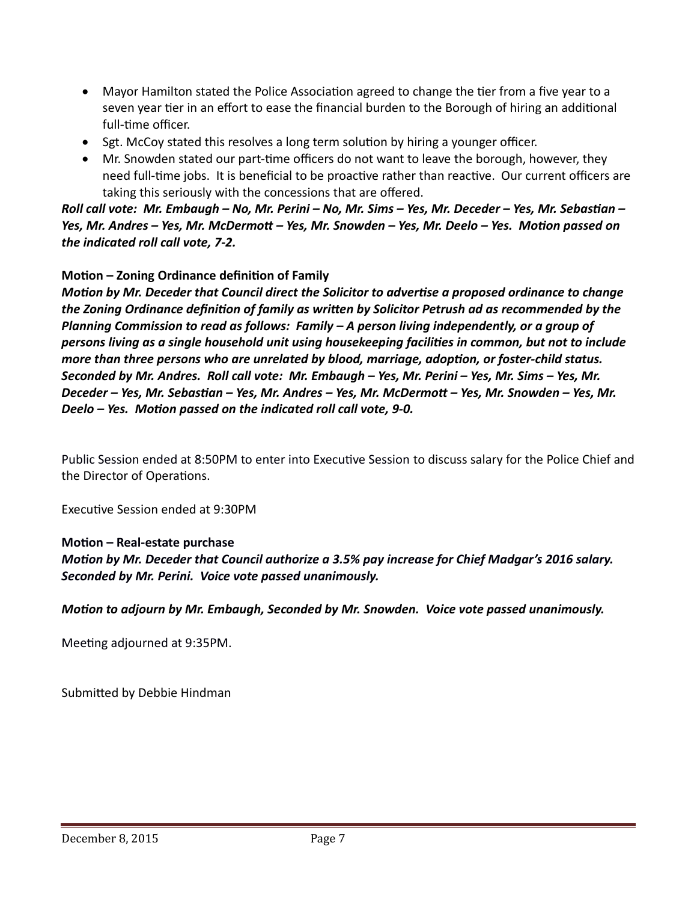- Mayor Hamilton stated the Police Association agreed to change the tier from a five year to a seven year tier in an effort to ease the financial burden to the Borough of hiring an additional full-time officer.
- Sgt. McCoy stated this resolves a long term solution by hiring a younger officer.
- Mr. Snowden stated our part-time officers do not want to leave the borough, however, they need full-time jobs. It is beneficial to be proactive rather than reactive. Our current officers are taking this seriously with the concessions that are offered.

***Roll call vote: Mr. Embaugh – No, Mr. Perini – No, Mr. Sims – Yes, Mr. Deceder – Yes, Mr. Sebastian – Yes, Mr. Andres – Yes, Mr. McDermott – Yes, Mr. Snowden – Yes, Mr. Deelo – Yes. Motion passed on the indicated roll call vote, 7-2.***

**Motion – Zoning Ordinance definition of Family**

***Motion by Mr. Deceder that Council direct the Solicitor to advertise a proposed ordinance to change the Zoning Ordinance definition of family as written by Solicitor Petrush ad as recommended by the Planning Commission to read as follows: Family – A person living independently, or a group of persons living as a single household unit using housekeeping facilities in common, but not to include more than three persons who are unrelated by blood, marriage, adoption, or foster-child status. Seconded by Mr. Andres. Roll call vote: Mr. Embaugh – Yes, Mr. Perini – Yes, Mr. Sims – Yes, Mr. Deceder – Yes, Mr. Sebastian – Yes, Mr. Andres – Yes, Mr. McDermott – Yes, Mr. Snowden – Yes, Mr. Deelo – Yes. Motion passed on the indicated roll call vote, 9-0.***

Public Session ended at 8:50PM to enter into Executive Session to discuss salary for the Police Chief and the Director of Operations.

Executive Session ended at 9:30PM

**Motion – Real-estate purchase**

***Motion by Mr. Deceder that Council authorize a 3.5% pay increase for Chief Madgar's 2016 salary. Seconded by Mr. Perini. Voice vote passed unanimously.***

***Motion to adjourn by Mr. Embaugh, Seconded by Mr. Snowden. Voice vote passed unanimously.***

Meeting adjourned at 9:35PM.

Submitted by Debbie Hindman